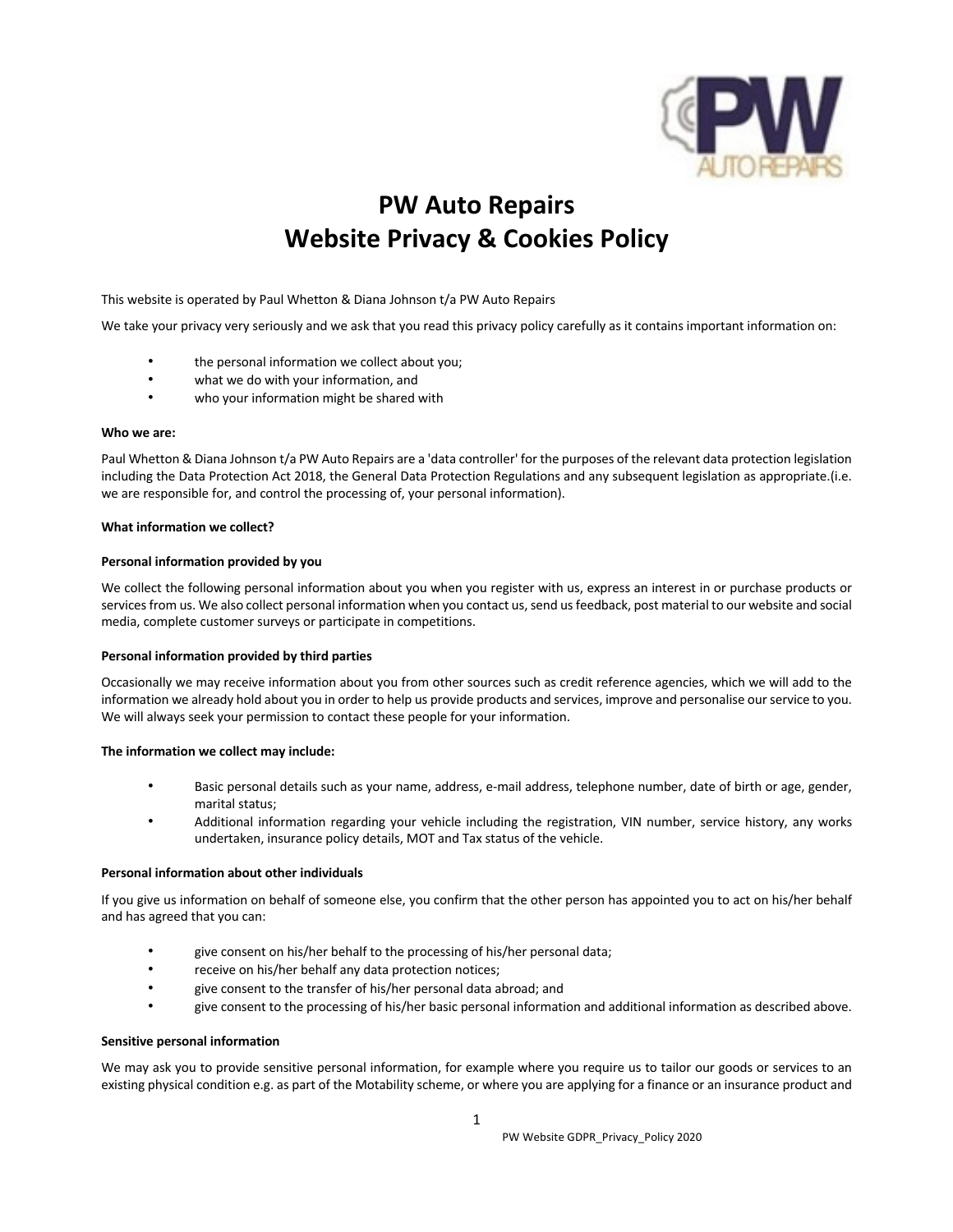# PW Auto Repairs
# Website Privacy & Cookies Policy

This website is operated by Paul Whetton & Diana Johnson t/a PW Auto Repairs

We take your privacy very seriously and we ask that you read this privacy policy carefully as it contains important information on:

- the personal information we collect about you;
- what we do with your information, and
- who your information might be shared with

**Who we are:**

Paul Whetton & Diana Johnson t/a PW Auto Repairs are a 'data controller' for the purposes of the relevant data protection legislation including the Data Protection Act 2018, the General Data Protection Regulations and any subsequent legislation as appropriate.(i.e. we are responsible for, and control the processing of, your personal information).

**What information we collect?**

**Personal information provided by you**

We collect the following personal information about you when you register with us, express an interest in or purchase products or services from us. We also collect personal information when you contact us, send us feedback, post material to our website and social media, complete customer surveys or participate in competitions.

**Personal information provided by third parties**

Occasionally we may receive information about you from other sources such as credit reference agencies, which we will add to the information we already hold about you in order to help us provide products and services, improve and personalise our service to you. We will always seek your permission to contact these people for your information.

**The information we collect may include:**

- Basic personal details such as your name, address, e-mail address, telephone number, date of birth or age, gender, marital status;
- Additional information regarding your vehicle including the registration, VIN number, service history, any works undertaken, insurance policy details, MOT and Tax status of the vehicle.

**Personal information about other individuals**

If you give us information on behalf of someone else, you confirm that the other person has appointed you to act on his/her behalf and has agreed that you can:

- give consent on his/her behalf to the processing of his/her personal data;
- receive on his/her behalf any data protection notices;
- give consent to the transfer of his/her personal data abroad; and
- give consent to the processing of his/her basic personal information and additional information as described above.

**Sensitive personal information**

We may ask you to provide sensitive personal information, for example where you require us to tailor our goods or services to an existing physical condition e.g. as part of the Motability scheme, or where you are applying for a finance or an insurance product and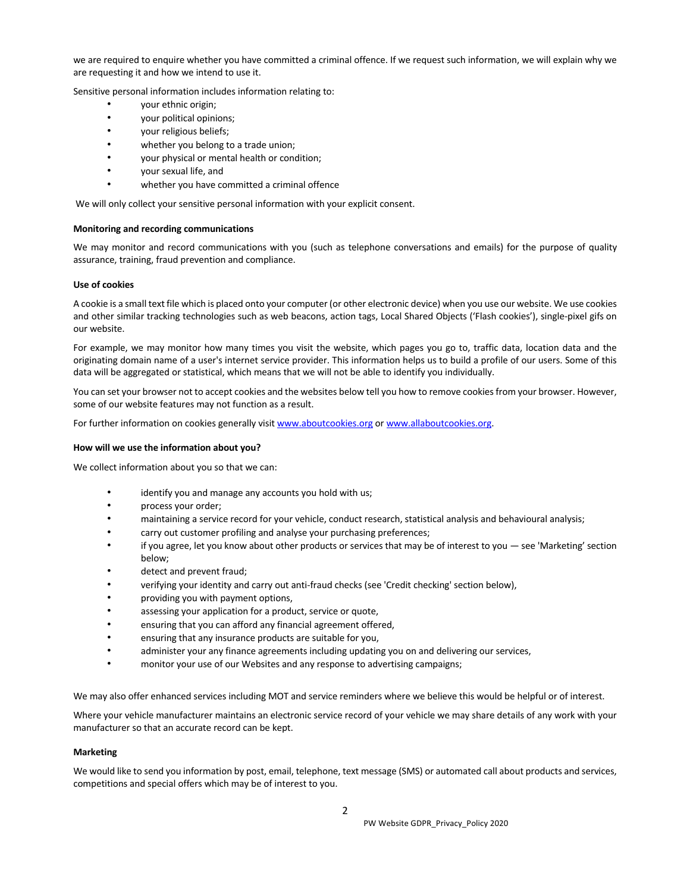we are required to enquire whether you have committed a criminal offence. If we request such information, we will explain why we are requesting it and how we intend to use it.

Sensitive personal information includes information relating to:

- your ethnic origin;
- your political opinions;
- your religious beliefs;
- whether you belong to a trade union;
- your physical or mental health or condition;
- your sexual life, and
- whether you have committed a criminal offence

We will only collect your sensitive personal information with your explicit consent.

**Monitoring and recording communications**

We may monitor and record communications with you (such as telephone conversations and emails) for the purpose of quality assurance, training, fraud prevention and compliance.

**Use of cookies**

A cookie is a small text file which is placed onto your computer (or other electronic device) when you use our website. We use cookies and other similar tracking technologies such as web beacons, action tags, Local Shared Objects ('Flash cookies'), single-pixel gifs on our website.

For example, we may monitor how many times you visit the website, which pages you go to, traffic data, location data and the originating domain name of a user's internet service provider. This information helps us to build a profile of our users. Some of this data will be aggregated or statistical, which means that we will not be able to identify you individually.

You can set your browser not to accept cookies and the websites below tell you how to remove cookies from your browser. However, some of our website features may not function as a result.

For further information on cookies generally visit [www.aboutcookies.org](http://www.aboutcookies.org) or [www.allaboutcookies.org](http://www.allaboutcookies.org).

**How will we use the information about you?**

We collect information about you so that we can:

- identify you and manage any accounts you hold with us;
- process your order;
- maintaining a service record for your vehicle, conduct research, statistical analysis and behavioural analysis;
- carry out customer profiling and analyse your purchasing preferences;
- if you agree, let you know about other products or services that may be of interest to you — see 'Marketing' section below;
- detect and prevent fraud;
- verifying your identity and carry out anti-fraud checks (see 'Credit checking' section below),
- providing you with payment options,
- assessing your application for a product, service or quote,
- ensuring that you can afford any financial agreement offered,
- ensuring that any insurance products are suitable for you,
- administer your any finance agreements including updating you on and delivering our services,
- monitor your use of our Websites and any response to advertising campaigns;

We may also offer enhanced services including MOT and service reminders where we believe this would be helpful or of interest.

Where your vehicle manufacturer maintains an electronic service record of your vehicle we may share details of any work with your manufacturer so that an accurate record can be kept.

**Marketing**

We would like to send you information by post, email, telephone, text message (SMS) or automated call about products and services, competitions and special offers which may be of interest to you.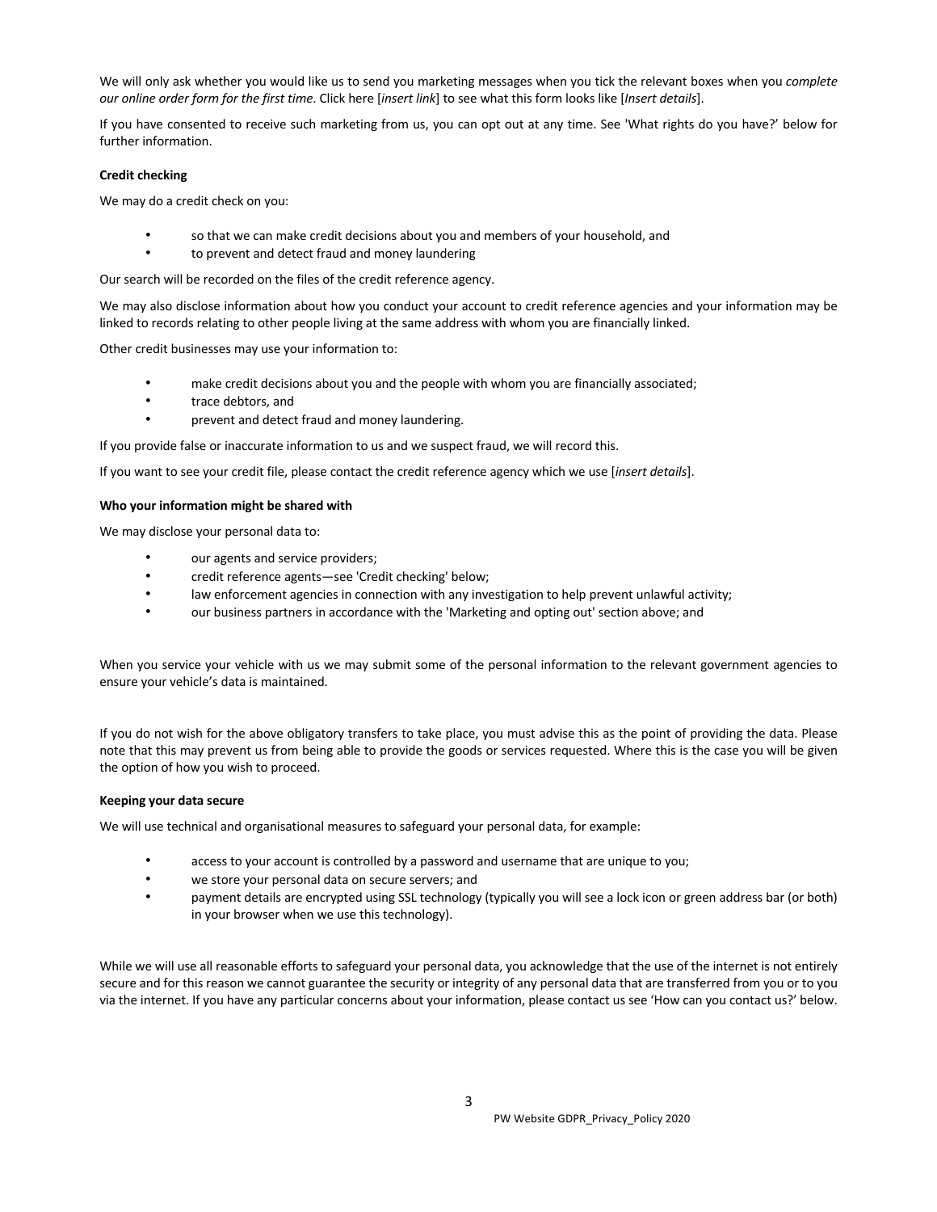We will only ask whether you would like us to send you marketing messages when you tick the relevant boxes when you *complete our online order form for the first time*. Click here [*insert link*] to see what this form looks like [*Insert details*].

If you have consented to receive such marketing from us, you can opt out at any time. See 'What rights do you have?' below for further information.

**Credit checking**

We may do a credit check on you:

- so that we can make credit decisions about you and members of your household, and
- to prevent and detect fraud and money laundering

Our search will be recorded on the files of the credit reference agency.

We may also disclose information about how you conduct your account to credit reference agencies and your information may be linked to records relating to other people living at the same address with whom you are financially linked.

Other credit businesses may use your information to:

- make credit decisions about you and the people with whom you are financially associated;
- trace debtors, and
- prevent and detect fraud and money laundering.

If you provide false or inaccurate information to us and we suspect fraud, we will record this.

If you want to see your credit file, please contact the credit reference agency which we use [*insert details*].

**Who your information might be shared with**

We may disclose your personal data to:

- our agents and service providers;
- credit reference agents—see 'Credit checking' below;
- law enforcement agencies in connection with any investigation to help prevent unlawful activity;
- our business partners in accordance with the 'Marketing and opting out' section above; and

When you service your vehicle with us we may submit some of the personal information to the relevant government agencies to ensure your vehicle's data is maintained.

If you do not wish for the above obligatory transfers to take place, you must advise this as the point of providing the data. Please note that this may prevent us from being able to provide the goods or services requested. Where this is the case you will be given the option of how you wish to proceed.

**Keeping your data secure**

We will use technical and organisational measures to safeguard your personal data, for example:

- access to your account is controlled by a password and username that are unique to you;
- we store your personal data on secure servers; and
- payment details are encrypted using SSL technology (typically you will see a lock icon or green address bar (or both) in your browser when we use this technology).

While we will use all reasonable efforts to safeguard your personal data, you acknowledge that the use of the internet is not entirely secure and for this reason we cannot guarantee the security or integrity of any personal data that are transferred from you or to you via the internet. If you have any particular concerns about your information, please contact us see 'How can you contact us?' below.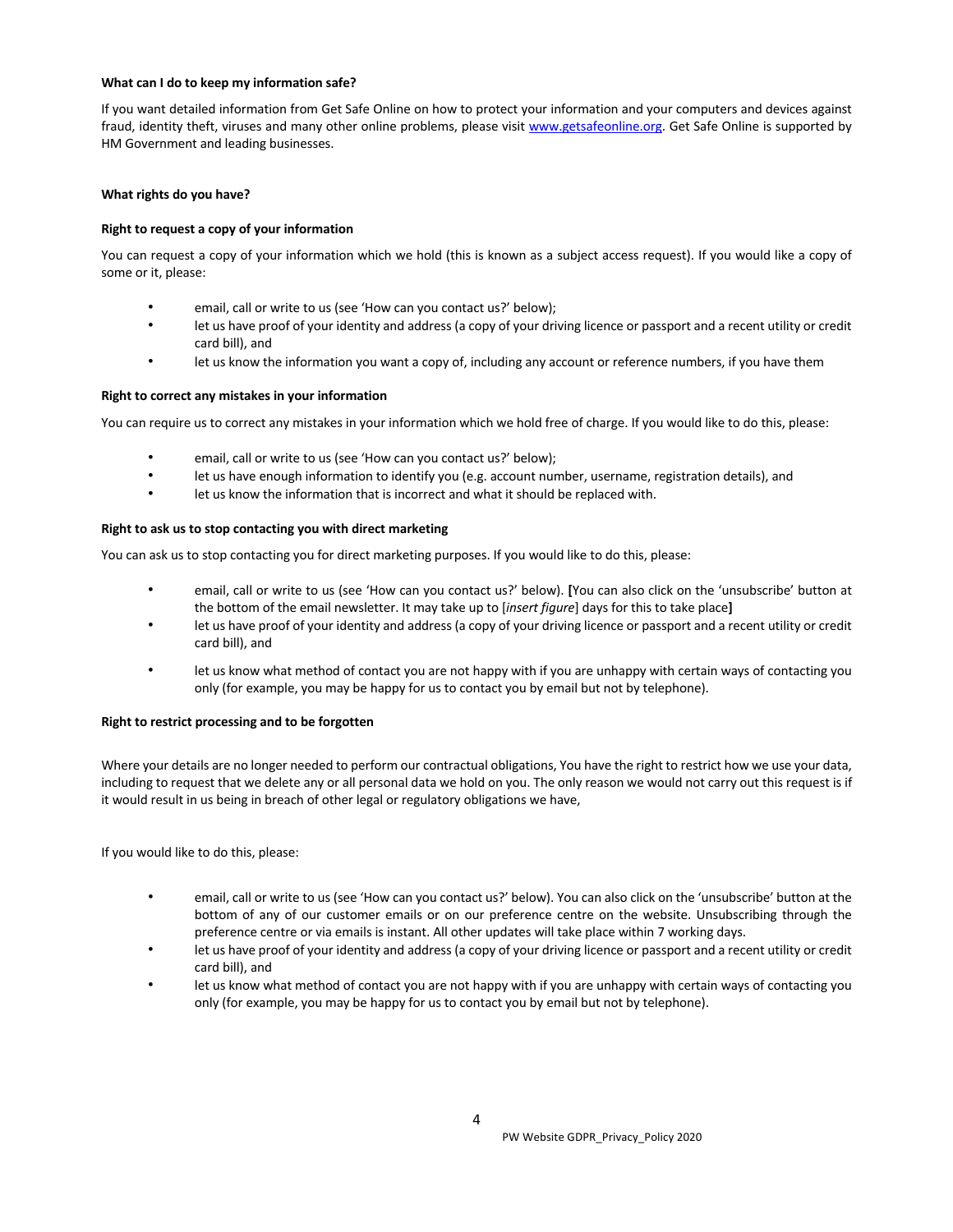**What can I do to keep my information safe?**

If you want detailed information from Get Safe Online on how to protect your information and your computers and devices against fraud, identity theft, viruses and many other online problems, please visit [www.getsafeonline.org](http://www.getsafeonline.org). Get Safe Online is supported by HM Government and leading businesses.

**What rights do you have?**

**Right to request a copy of your information**

You can request a copy of your information which we hold (this is known as a subject access request). If you would like a copy of some or it, please:

- email, call or write to us (see 'How can you contact us?' below);
- let us have proof of your identity and address (a copy of your driving licence or passport and a recent utility or credit card bill), and
- let us know the information you want a copy of, including any account or reference numbers, if you have them

**Right to correct any mistakes in your information**

You can require us to correct any mistakes in your information which we hold free of charge. If you would like to do this, please:

- email, call or write to us (see 'How can you contact us?' below);
- let us have enough information to identify you (e.g. account number, username, registration details), and
- let us know the information that is incorrect and what it should be replaced with.

**Right to ask us to stop contacting you with direct marketing**

You can ask us to stop contacting you for direct marketing purposes. If you would like to do this, please:

- email, call or write to us (see 'How can you contact us?' below). **[**You can also click on the 'unsubscribe' button at the bottom of the email newsletter. It may take up to [*insert figure*] days for this to take place**]**
- let us have proof of your identity and address (a copy of your driving licence or passport and a recent utility or credit card bill), and
- let us know what method of contact you are not happy with if you are unhappy with certain ways of contacting you only (for example, you may be happy for us to contact you by email but not by telephone).

**Right to restrict processing and to be forgotten**

Where your details are no longer needed to perform our contractual obligations, You have the right to restrict how we use your data, including to request that we delete any or all personal data we hold on you. The only reason we would not carry out this request is if it would result in us being in breach of other legal or regulatory obligations we have,

If you would like to do this, please:

- email, call or write to us (see 'How can you contact us?' below). You can also click on the 'unsubscribe' button at the bottom of any of our customer emails or on our preference centre on the website. Unsubscribing through the preference centre or via emails is instant. All other updates will take place within 7 working days.
- let us have proof of your identity and address (a copy of your driving licence or passport and a recent utility or credit card bill), and
- let us know what method of contact you are not happy with if you are unhappy with certain ways of contacting you only (for example, you may be happy for us to contact you by email but not by telephone).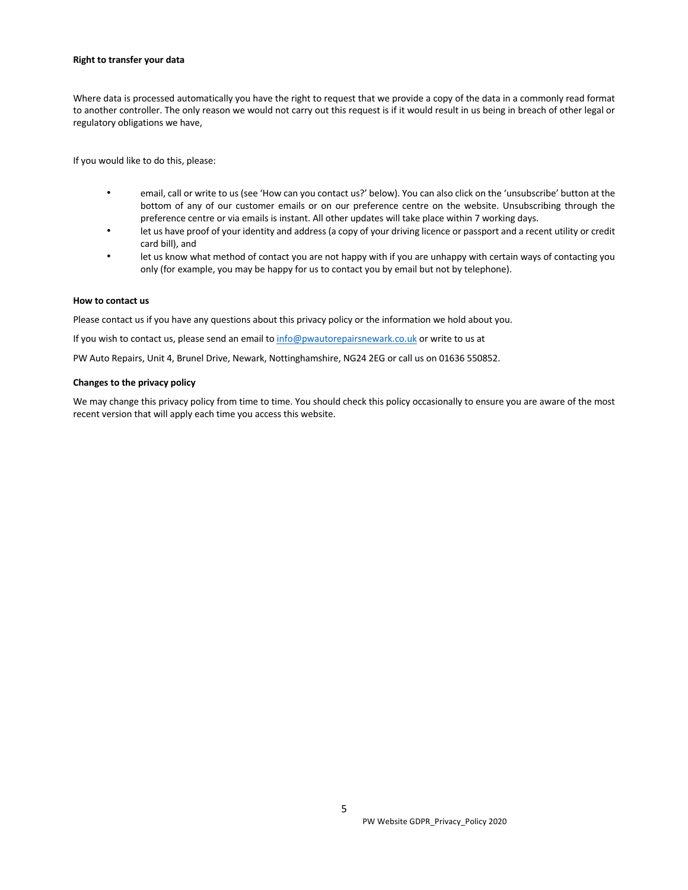**Right to transfer your data**

Where data is processed automatically you have the right to request that we provide a copy of the data in a commonly read format to another controller. The only reason we would not carry out this request is if it would result in us being in breach of other legal or regulatory obligations we have,

If you would like to do this, please:

- email, call or write to us (see 'How can you contact us?' below). You can also click on the 'unsubscribe' button at the bottom of any of our customer emails or on our preference centre on the website. Unsubscribing through the preference centre or via emails is instant. All other updates will take place within 7 working days.
- let us have proof of your identity and address (a copy of your driving licence or passport and a recent utility or credit card bill), and
- let us know what method of contact you are not happy with if you are unhappy with certain ways of contacting you only (for example, you may be happy for us to contact you by email but not by telephone).

**How to contact us**

Please contact us if you have any questions about this privacy policy or the information we hold about you.

If you wish to contact us, please send an email to info@pwautorepairsnewark.co.uk or write to us at

PW Auto Repairs, Unit 4, Brunel Drive, Newark, Nottinghamshire, NG24 2EG or call us on 01636 550852.

**Changes to the privacy policy**

We may change this privacy policy from time to time. You should check this policy occasionally to ensure you are aware of the most recent version that will apply each time you access this website.